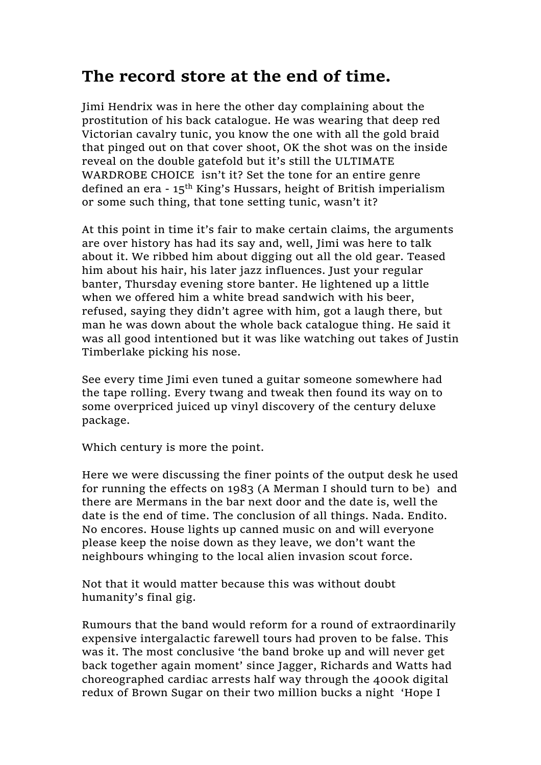# The record store at the end of time.

Jimi Hendrix was in here the other day complaining about the prostitution of his back catalogue. He was wearing that deep red Victorian cavalry tunic, you know the one with all the gold braid that pinged out on that cover shoot, OK the shot was on the inside reveal on the double gatefold but it's still the ULTIMATE WARDROBE CHOICE isn't it? Set the tone for an entire genre defined an era - 15th King's Hussars, height of British imperialism or some such thing, that tone setting tunic, wasn't it?

At this point in time it's fair to make certain claims, the arguments are over history has had its say and, well, Jimi was here to talk about it. We ribbed him about digging out all the old gear. Teased him about his hair, his later jazz influences. Just your regular banter, Thursday evening store banter. He lightened up a little when we offered him a white bread sandwich with his beer, refused, saying they didn't agree with him, got a laugh there, but man he was down about the whole back catalogue thing. He said it was all good intentioned but it was like watching out takes of Justin Timberlake picking his nose.

See every time Jimi even tuned a guitar someone somewhere had the tape rolling. Every twang and tweak then found its way on to some overpriced juiced up vinyl discovery of the century deluxe package.

Which century is more the point.

Here we were discussing the finer points of the output desk he used for running the effects on 1983 (A Merman I should turn to be) and there are Mermans in the bar next door and the date is, well the date is the end of time. The conclusion of all things. Nada. Endito. No encores. House lights up canned music on and will everyone please keep the noise down as they leave, we don't want the neighbours whinging to the local alien invasion scout force.

Not that it would matter because this was without doubt humanity's final gig.

Rumours that the band would reform for a round of extraordinarily expensive intergalactic farewell tours had proven to be false. This was it. The most conclusive 'the band broke up and will never get back together again moment' since Jagger, Richards and Watts had choreographed cardiac arrests half way through the 4000k digital redux of Brown Sugar on their two million bucks a night 'Hope I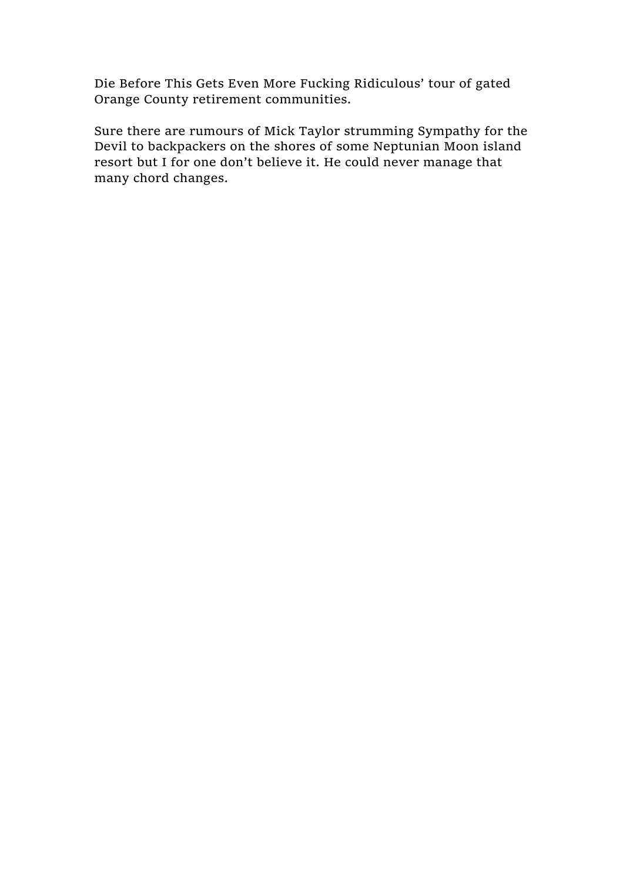Die Before This Gets Even More Fucking Ridiculous' tour of gated Orange County retirement communities.

Sure there are rumours of Mick Taylor strumming Sympathy for the Devil to backpackers on the shores of some Neptunian Moon island resort but I for one don't believe it. He could never manage that many chord changes.